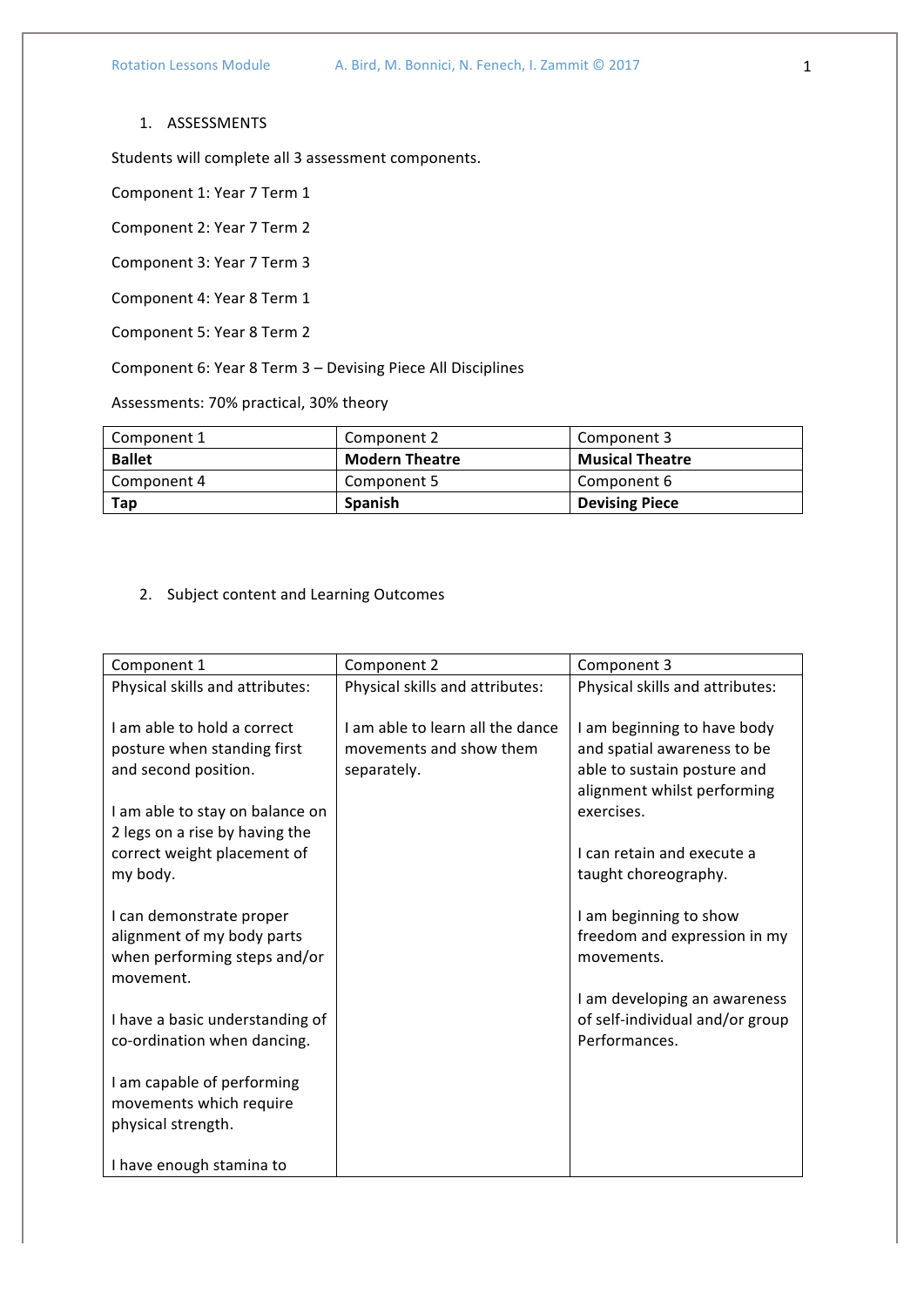1. ASSESSMENTS

Students will complete all 3 assessment components.

Component 1: Year 7 Term 1

Component 2: Year 7 Term 2

Component 3: Year 7 Term 3

Component 4: Year 8 Term 1

Component 5: Year 8 Term 2

Component 6: Year 8 Term 3 – Devising Piece All Disciplines

Assessments: 70% practical, 30% theory

| Component 1 | Component 2 | Component 3 |
| --- | --- | --- |
| **Ballet** | **Modern Theatre** | **Musical Theatre** |
| Component 4 | Component 5 | Component 6 |
| **Tap** | **Spanish** | **Devising Piece** |

2. Subject content and Learning Outcomes

| Component 1 | Component 2 | Component 3 |
| --- | --- | --- |
| Physical skills and attributes:<br><br>I am able to hold a correct posture when standing first and second position.<br><br>I am able to stay on balance on 2 legs on a rise by having the correct weight placement of my body.<br><br>I can demonstrate proper alignment of my body parts when performing steps and/or movement.<br><br>I have a basic understanding of co-ordination when dancing.<br><br>I am capable of performing movements which require physical strength.<br><br>I have enough stamina to | Physical skills and attributes:<br><br>I am able to learn all the dance movements and show them separately. | Physical skills and attributes:<br><br>I am beginning to have body and spatial awareness to be able to sustain posture and alignment whilst performing exercises.<br><br>I can retain and execute a taught choreography.<br><br>I am beginning to show freedom and expression in my movements.<br><br>I am developing an awareness of self-individual and/or group Performances. |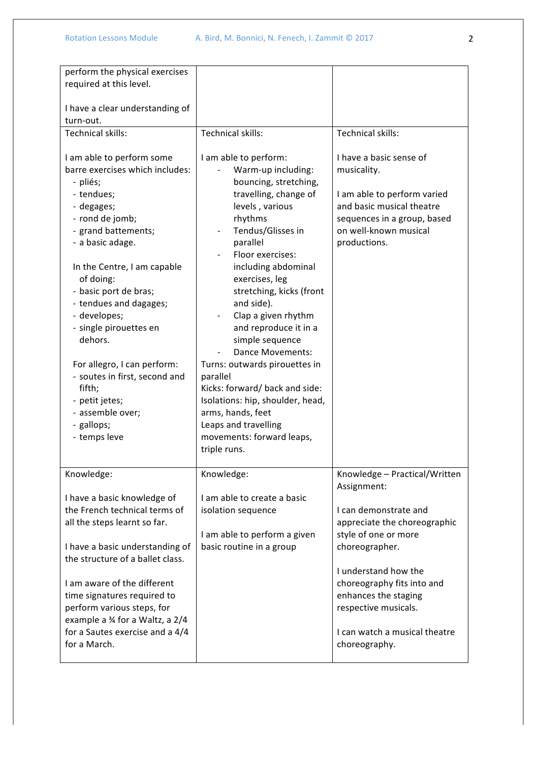| | | |
|---|---|---|
| perform the physical exercises required at this level.<br><br>I have a clear understanding of turn-out. | | |
| Technical skills:<br><br>I am able to perform some barre exercises which includes:<br>- pliés;<br>- tendues;<br>- degages;<br>- rond de jomb;<br>- grand battements;<br>- a basic adage.<br><br>In the Centre, I am capable of doing:<br>- basic port de bras;<br>- tendues and dagages;<br>- developes;<br>- single pirouettes en dehors.<br><br>For allegro, I can perform:<br>- soutes in first, second and fifth;<br>- petit jetes;<br>- assemble over;<br>- gallops;<br>- temps leve | Technical skills:<br><br>I am able to perform:<br>- Warm-up including: bouncing, stretching, travelling, change of levels , various rhythms<br>- Tendus/Glisses in parallel<br>- Floor exercises: including abdominal exercises, leg stretching, kicks (front and side).<br>- Clap a given rhythm and reproduce it in a simple sequence<br>- Dance Movements:<br>Turns: outwards pirouettes in parallel<br>Kicks: forward/ back and side:<br>Isolations: hip, shoulder, head, arms, hands, feet<br>Leaps and travelling movements: forward leaps, triple runs. | Technical skills:<br><br>I have a basic sense of musicality.<br><br>I am able to perform varied and basic musical theatre sequences in a group, based on well-known musical productions. |
| Knowledge:<br><br>I have a basic knowledge of the French technical terms of all the steps learnt so far.<br><br>I have a basic understanding of the structure of a ballet class.<br><br>I am aware of the different time signatures required to perform various steps, for example a ¾ for a Waltz, a 2/4 for a Sautes exercise and a 4/4 for a March. | Knowledge:<br><br>I am able to create a basic isolation sequence<br><br>I am able to perform a given basic routine in a group | Knowledge – Practical/Written Assignment:<br><br>I can demonstrate and appreciate the choreographic style of one or more choreographer.<br><br>I understand how the choreography fits into and enhances the staging respective musicals.<br><br>I can watch a musical theatre choreography. |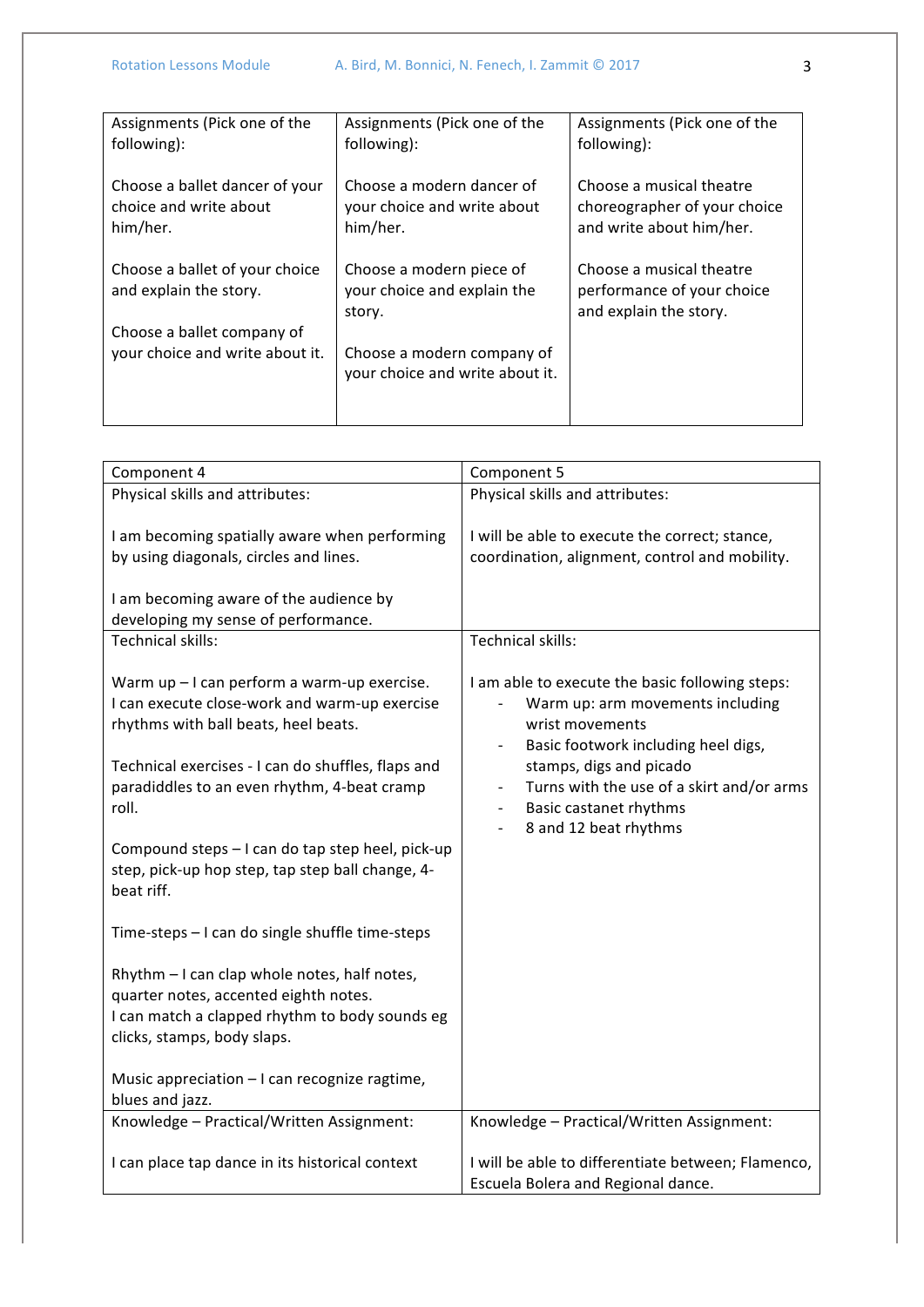| Assignments (Pick one of the following): | Assignments (Pick one of the following): | Assignments (Pick one of the following): |
| --- | --- | --- |
| Choose a ballet dancer of your choice and write about him/her.<br><br>Choose a ballet of your choice and explain the story.<br><br>Choose a ballet company of your choice and write about it. | Choose a modern dancer of your choice and write about him/her.<br><br>Choose a modern piece of your choice and explain the story.<br><br>Choose a modern company of your choice and write about it. | Choose a musical theatre choreographer of your choice and write about him/her.<br><br>Choose a musical theatre performance of your choice and explain the story. |

| Component 4 | Component 5 |
| --- | --- |
| Physical skills and attributes:<br><br>I am becoming spatially aware when performing by using diagonals, circles and lines.<br><br>I am becoming aware of the audience by developing my sense of performance. | Physical skills and attributes:<br><br>I will be able to execute the correct; stance, coordination, alignment, control and mobility. |
| Technical skills:<br><br>Warm up – I can perform a warm-up exercise. I can execute close-work and warm-up exercise rhythms with ball beats, heel beats.<br><br>Technical exercises - I can do shuffles, flaps and paradiddles to an even rhythm, 4-beat cramp roll.<br><br>Compound steps – I can do tap step heel, pick-up step, pick-up hop step, tap step ball change, 4-beat riff.<br><br>Time-steps – I can do single shuffle time-steps<br><br>Rhythm – I can clap whole notes, half notes, quarter notes, accented eighth notes. I can match a clapped rhythm to body sounds eg clicks, stamps, body slaps.<br><br>Music appreciation – I can recognize ragtime, blues and jazz. | Technical skills:<br><br>I am able to execute the basic following steps:<br>- Warm up: arm movements including wrist movements<br>- Basic footwork including heel digs, stamps, digs and picado<br>- Turns with the use of a skirt and/or arms<br>- Basic castanet rhythms<br>- 8 and 12 beat rhythms |
| Knowledge – Practical/Written Assignment:<br><br>I can place tap dance in its historical context | Knowledge – Practical/Written Assignment:<br><br>I will be able to differentiate between; Flamenco, Escuela Bolera and Regional dance. |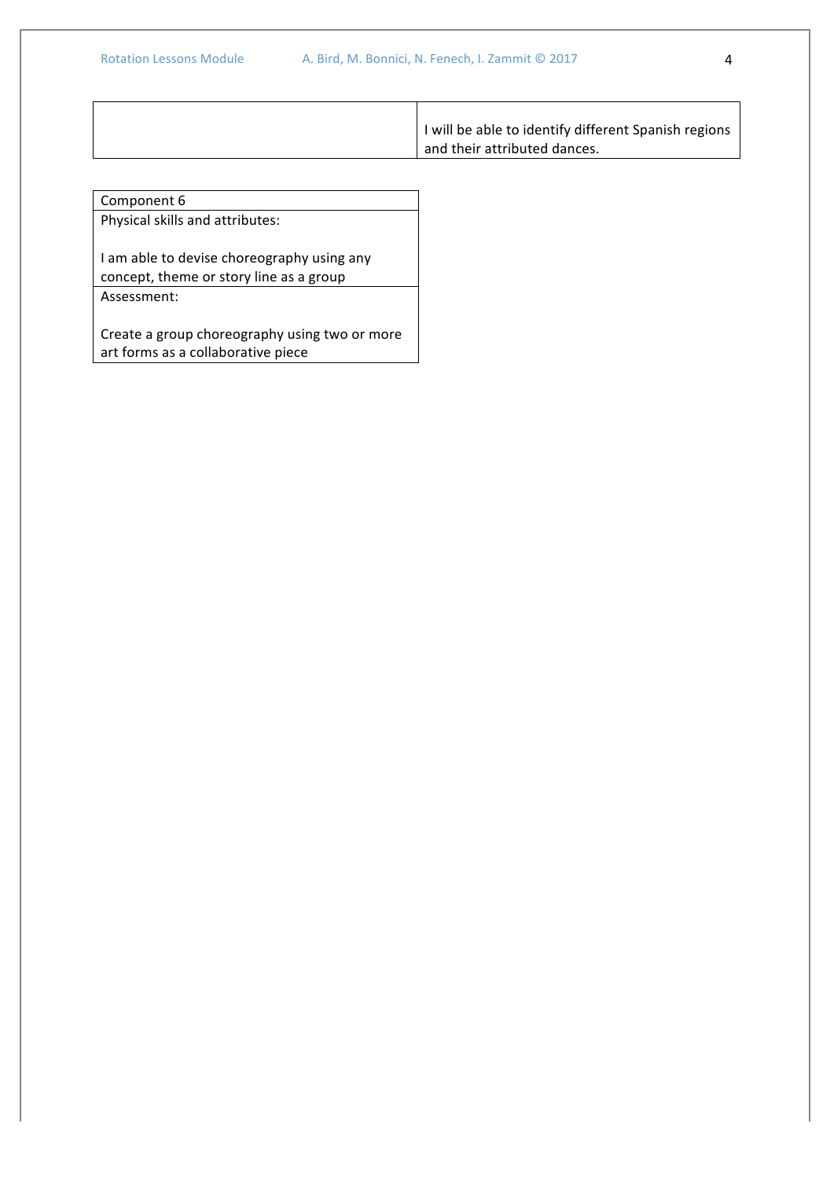| | |
|---|---|
| | I will be able to identify different Spanish regions and their attributed dances. |

| Component 6 |
|---|
| Physical skills and attributes:<br><br>I am able to devise choreography using any concept, theme or story line as a group |
| Assessment:<br><br>Create a group choreography using two or more art forms as a collaborative piece |